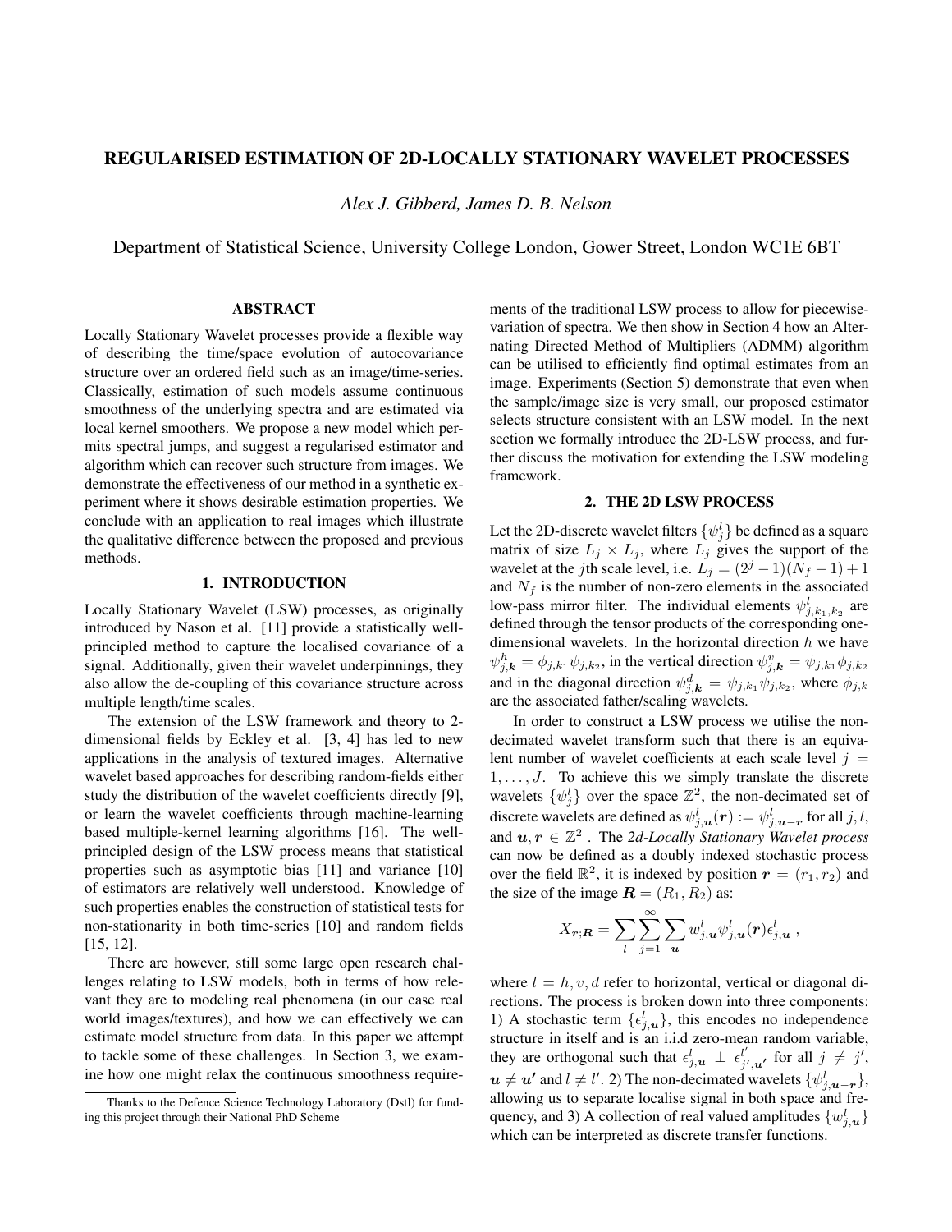# REGULARISED ESTIMATION OF 2D-LOCALLY STATIONARY WAVELET PROCESSES

*Alex J. Gibberd, James D. B. Nelson*

Department of Statistical Science, University College London, Gower Street, London WC1E 6BT

## ABSTRACT

Locally Stationary Wavelet processes provide a flexible way of describing the time/space evolution of autocovariance structure over an ordered field such as an image/time-series. Classically, estimation of such models assume continuous smoothness of the underlying spectra and are estimated via local kernel smoothers. We propose a new model which permits spectral jumps, and suggest a regularised estimator and algorithm which can recover such structure from images. We demonstrate the effectiveness of our method in a synthetic experiment where it shows desirable estimation properties. We conclude with an application to real images which illustrate the qualitative difference between the proposed and previous methods.

## 1. INTRODUCTION

Locally Stationary Wavelet (LSW) processes, as originally introduced by Nason et al. [11] provide a statistically well-principled method to capture the localised covariance of a signal. Additionally, given their wavelet underpinnings, they also allow the de-coupling of this covariance structure across multiple length/time scales.

The extension of the LSW framework and theory to 2-dimensional fields by Eckley et al. [3, 4] has led to new applications in the analysis of textured images. Alternative wavelet based approaches for describing random-fields either study the distribution of the wavelet coefficients directly [9], or learn the wavelet coefficients through machine-learning based multiple-kernel learning algorithms [16]. The well-principled design of the LSW process means that statistical properties such as asymptotic bias [11] and variance [10] of estimators are relatively well understood. Knowledge of such properties enables the construction of statistical tests for non-stationarity in both time-series [10] and random fields [15, 12].

There are however, still some large open research challenges relating to LSW models, both in terms of how relevant they are to modeling real phenomena (in our case real world images/textures), and how we can effectively we can estimate model structure from data. In this paper we attempt to tackle some of these challenges. In Section 3, we examine how one might relax the continuous smoothness requirements of the traditional LSW process to allow for piecewise-variation of spectra. We then show in Section 4 how an Alternating Directed Method of Multipliers (ADMM) algorithm can be utilised to efficiently find optimal estimates from an image. Experiments (Section 5) demonstrate that even when the sample/image size is very small, our proposed estimator selects structure consistent with an LSW model. In the next section we formally introduce the 2D-LSW process, and further discuss the motivation for extending the LSW modeling framework.

## 2. THE 2D LSW PROCESS

Let the 2D-discrete wavelet filters $\{\psi_j^l\}$ be defined as a square matrix of size $L_j \times L_j$, where $L_j$ gives the support of the wavelet at the $j$th scale level, i.e. $L_j = (2^j - 1)(N_f - 1) + 1$ and $N_f$ is the number of non-zero elements in the associated low-pass mirror filter. The individual elements $\psi_{j,k_1,k_2}^l$ are defined through the tensor products of the corresponding one-dimensional wavelets. In the horizontal direction $h$ we have $\psi_{j,\boldsymbol{k}}^h = \phi_{j,k_1}\psi_{j,k_2}$, in the vertical direction $\psi_{j,\boldsymbol{k}}^v = \psi_{j,k_1}\phi_{j,k_2}$ and in the diagonal direction $\psi_{j,\boldsymbol{k}}^d = \psi_{j,k_1}\psi_{j,k_2}$, where $\phi_{j,k}$ are the associated father/scaling wavelets.

In order to construct a LSW process we utilise the non-decimated wavelet transform such that there is an equivalent number of wavelet coefficients at each scale level $j = 1, \ldots, J$. To achieve this we simply translate the discrete wavelets $\{\psi_j^l\}$ over the space $\mathbb{Z}^2$, the non-decimated set of discrete wavelets are defined as $\psi_{j,\boldsymbol{u}}^l(\boldsymbol{r}) := \psi_{j,\boldsymbol{u}-\boldsymbol{r}}^l$ for all $j, l$, and $\boldsymbol{u}, \boldsymbol{r} \in \mathbb{Z}^2$ . The *2d-Locally Stationary Wavelet process* can now be defined as a doubly indexed stochastic process over the field $\mathbb{R}^2$, it is indexed by position $\boldsymbol{r} = (r_1, r_2)$ and the size of the image $\boldsymbol{R} = (R_1, R_2)$ as:

$$X_{\boldsymbol{r};\boldsymbol{R}} = \sum_l \sum_{j=1}^{\infty} \sum_{\boldsymbol{u}} w_{j,\boldsymbol{u}}^l \psi_{j,\boldsymbol{u}}^l(\boldsymbol{r})\epsilon_{j,\boldsymbol{u}}^l ,$$

where $l = h, v, d$ refer to horizontal, vertical or diagonal directions. The process is broken down into three components: 1) A stochastic term $\{\epsilon_{j,\boldsymbol{u}}^l\}$, this encodes no independence structure in itself and is an i.i.d zero-mean random variable, they are orthogonal such that $\epsilon_{j,\boldsymbol{u}}^l \perp \epsilon_{j',\boldsymbol{u'}}^{l'}$ for all $j \neq j'$, $\boldsymbol{u} \neq \boldsymbol{u'}$ and $l \neq l'$. 2) The non-decimated wavelets $\{\psi_{j,\boldsymbol{u}-\boldsymbol{r}}^l\}$, allowing us to separate localise signal in both space and frequency, and 3) A collection of real valued amplitudes $\{w_{j,\boldsymbol{u}}^l\}$ which can be interpreted as discrete transfer functions.

Thanks to the Defence Science Technology Laboratory (Dstl) for funding this project through their National PhD Scheme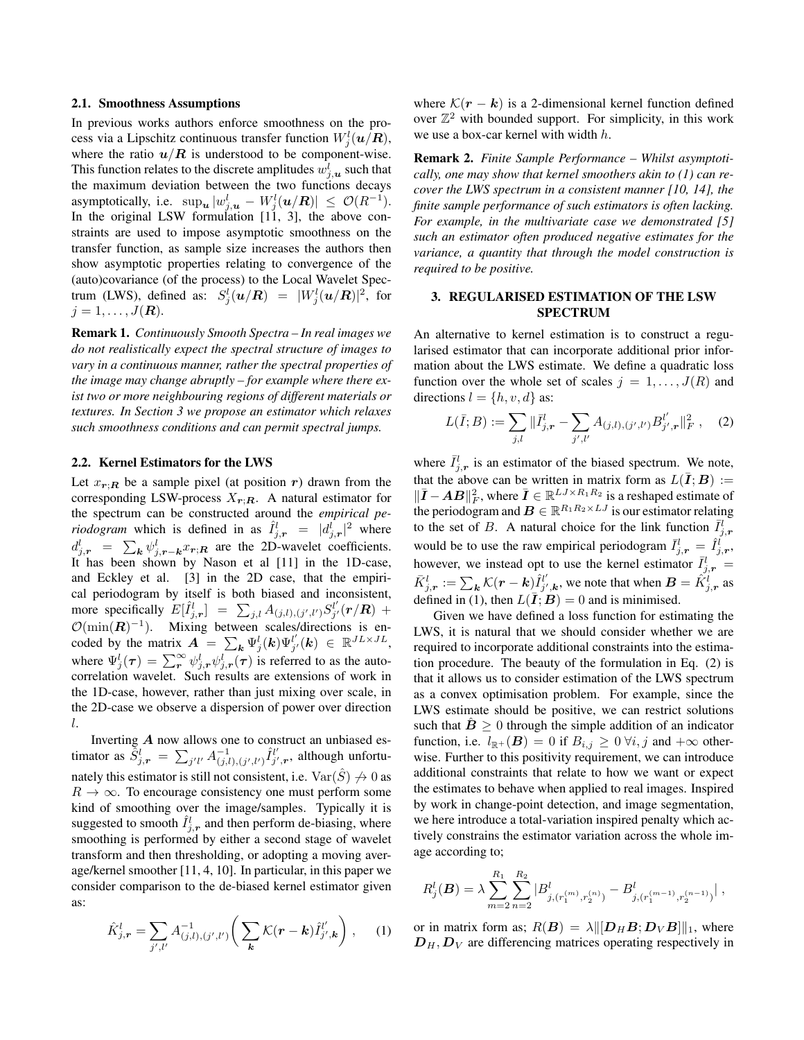### 2.1. Smoothness Assumptions

In previous works authors enforce smoothness on the process via a Lipschitz continuous transfer function $W_j^l(\boldsymbol{u}/\boldsymbol{R})$, where the ratio $\boldsymbol{u}/\boldsymbol{R}$ is understood to be component-wise. This function relates to the discrete amplitudes $w_{j,\boldsymbol{u}}^l$ such that the maximum deviation between the two functions decays asymptotically, i.e. $\sup_{\boldsymbol{u}} |w_{j,\boldsymbol{u}}^l - W_j^l(\boldsymbol{u}/\boldsymbol{R})| \leq \mathcal{O}(R^{-1})$. In the original LSW formulation [11, 3], the above constraints are used to impose asymptotic smoothness on the transfer function, as sample size increases the authors then show asymptotic properties relating to convergence of the (auto)covariance (of the process) to the Local Wavelet Spectrum (LWS), defined as: $S_j^l(\boldsymbol{u}/\boldsymbol{R}) = |W_j^l(\boldsymbol{u}/\boldsymbol{R})|^2$, for $j = 1, \ldots, J(\boldsymbol{R})$.

**Remark 1.** *Continuously Smooth Spectra – In real images we do not realistically expect the spectral structure of images to vary in a continuous manner, rather the spectral properties of the image may change abruptly – for example where there exist two or more neighbouring regions of different materials or textures. In Section 3 we propose an estimator which relaxes such smoothness conditions and can permit spectral jumps.*

### 2.2. Kernel Estimators for the LWS

Let $x_{\boldsymbol{r};\boldsymbol{R}}$ be a sample pixel (at position $\boldsymbol{r}$) drawn from the corresponding LSW-process $X_{\boldsymbol{r};\boldsymbol{R}}$. A natural estimator for the spectrum can be constructed around the *empirical periodogram* which is defined in as $\hat{I}_{j,\boldsymbol{r}}^l = |d_{j,\boldsymbol{r}}^l|^2$ where $d_{j,\boldsymbol{r}}^l = \sum_{\boldsymbol{k}} \psi_{j,\boldsymbol{r}-\boldsymbol{k}}^l x_{\boldsymbol{r};\boldsymbol{R}}$ are the 2D-wavelet coefficients. It has been shown by Nason et al [11] in the 1D-case, and Eckley et al. [3] in the 2D case, that the empirical periodogram by itself is both biased and inconsistent, more specifically $E[\hat{I}_{j,\boldsymbol{r}}^l] = \sum_{j,l} A_{(j,l),(j',l')} S_{j'}^{l'}(\boldsymbol{r}/\boldsymbol{R}) + \mathcal{O}(\min(\boldsymbol{R})^{-1})$. Mixing between scales/directions is encoded by the matrix $\boldsymbol{A} = \sum_{\boldsymbol{k}} \Psi_j^l(\boldsymbol{k}) \Psi_{j'}^{l'}(\boldsymbol{k}) \in \mathbb{R}^{JL \times JL}$, where $\Psi_j^l(\boldsymbol{\tau}) = \sum_{\boldsymbol{r}}^{\infty} \psi_{j,\boldsymbol{r}}^l \psi_{j,\boldsymbol{r}}^l(\boldsymbol{\tau})$ is referred to as the autocorrelation wavelet. Such results are extensions of work in the 1D-case, however, rather than just mixing over scale, in the 2D-case we observe a dispersion of power over direction $l$.

Inverting $\boldsymbol{A}$ now allows one to construct an unbiased estimator as $\hat{S}_{j,\boldsymbol{r}}^l = \sum_{j'l'} A_{(j,l),(j',l')}^{-1} \hat{I}_{j',\boldsymbol{r}}^{l'}$, although unfortunately this estimator is still not consistent, i.e. $\mathrm{Var}(\hat{S}) \not\to 0$ as $R \to \infty$. To encourage consistency one must perform some kind of smoothing over the image/samples. Typically it is suggested to smooth $\hat{I}_{j,\boldsymbol{r}}^l$ and then perform de-biasing, where smoothing is performed by either a second stage of wavelet transform and then thresholding, or adopting a moving average/kernel smoother [11, 4, 10]. In particular, in this paper we consider comparison to the de-biased kernel estimator given as:

$$\hat{K}_{j,\boldsymbol{r}}^l = \sum_{j',l'} A_{(j,l),(j',l')}^{-1} \left( \sum_{\boldsymbol{k}} \mathcal{K}(\boldsymbol{r} - \boldsymbol{k}) \hat{I}_{j',\boldsymbol{k}}^{l'} \right), \quad (1)$$

where $\mathcal{K}(\boldsymbol{r} - \boldsymbol{k})$ is a 2-dimensional kernel function defined over $\mathbb{Z}^2$ with bounded support. For simplicity, in this work we use a box-car kernel with width $h$.

**Remark 2.** *Finite Sample Performance – Whilst asymptotically, one may show that kernel smoothers akin to (1) can recover the LWS spectrum in a consistent manner [10, 14], the finite sample performance of such estimators is often lacking. For example, in the multivariate case we demonstrated [5] such an estimator often produced negative estimates for the variance, a quantity that through the model construction is required to be positive.*

## 3. REGULARISED ESTIMATION OF THE LSW SPECTRUM

An alternative to kernel estimation is to construct a regularised estimator that can incorporate additional prior information about the LWS estimate. We define a quadratic loss function over the whole set of scales $j = 1, \ldots, J(R)$ and directions $l = \{h, v, d\}$ as:

$$L(\bar{I}; B) := \sum_{j,l} \|\bar{I}_{j,\boldsymbol{r}}^l - \sum_{j',l'} A_{(j,l),(j',l')} B_{j',\boldsymbol{r}}^{l'}\|_F^2 , \quad (2)$$

where $\bar{I}_{j,\boldsymbol{r}}^l$ is an estimator of the biased spectrum. We note, that the above can be written in matrix form as $L(\bar{\boldsymbol{I}}; \boldsymbol{B}) := \|\bar{\boldsymbol{I}} - \boldsymbol{A}\boldsymbol{B}\|_F^2$, where $\bar{\boldsymbol{I}} \in \mathbb{R}^{LJ \times R_1 R_2}$ is a reshaped estimate of the periodogram and $\boldsymbol{B} \in \mathbb{R}^{R_1 R_2 \times LJ}$ is our estimator relating to the set of $B$. A natural choice for the link function $\bar{I}_{j,\boldsymbol{r}}^l$ would be to use the raw empirical periodogram $\bar{I}_{j,\boldsymbol{r}}^l = \hat{I}_{j,\boldsymbol{r}}^l$, however, we instead opt to use the kernel estimator $\bar{I}_{j,\boldsymbol{r}}^l = \bar{K}_{j,\boldsymbol{r}}^l := \sum_{\boldsymbol{k}} \mathcal{K}(\boldsymbol{r} - \boldsymbol{k}) \hat{I}_{j',\boldsymbol{k}}^{l'}$, we note that when $\boldsymbol{B} = \hat{K}_{j,\boldsymbol{r}}^l$ as defined in (1), then $L(\bar{\boldsymbol{I}}; \boldsymbol{B}) = 0$ and is minimised.

Given we have defined a loss function for estimating the LWS, it is natural that we should consider whether we are required to incorporate additional constraints into the estimation procedure. The beauty of the formulation in Eq. (2) is that it allows us to consider estimation of the LWS spectrum as a convex optimisation problem. For example, since the LWS estimate should be positive, we can restrict solutions such that $\hat{\boldsymbol{B}} \geq 0$ through the simple addition of an indicator function, i.e. $l_{\mathbb{R}^+}(\boldsymbol{B}) = 0$ if $B_{i,j} \geq 0 \; \forall i, j$ and $+\infty$ otherwise. Further to this positivity requirement, we can introduce additional constraints that relate to how we want or expect the estimates to behave when applied to real images. Inspired by work in change-point detection, and image segmentation, we here introduce a total-variation inspired penalty which actively constrains the estimator variation across the whole image according to;

$$R_j^l(\boldsymbol{B}) = \lambda \sum_{m=2}^{R_1} \sum_{n=2}^{R_2} |B_{j,(r_1^{(m)}, r_2^{(n)})}^l - B_{j,(r_1^{(m-1)}, r_2^{(n-1)})}^l| \, ,$$

or in matrix form as; $R(\boldsymbol{B}) = \lambda \|[\boldsymbol{D}_H \boldsymbol{B}; \boldsymbol{D}_V \boldsymbol{B}]\|_1$, where $\boldsymbol{D}_H, \boldsymbol{D}_V$ are differencing matrices operating respectively in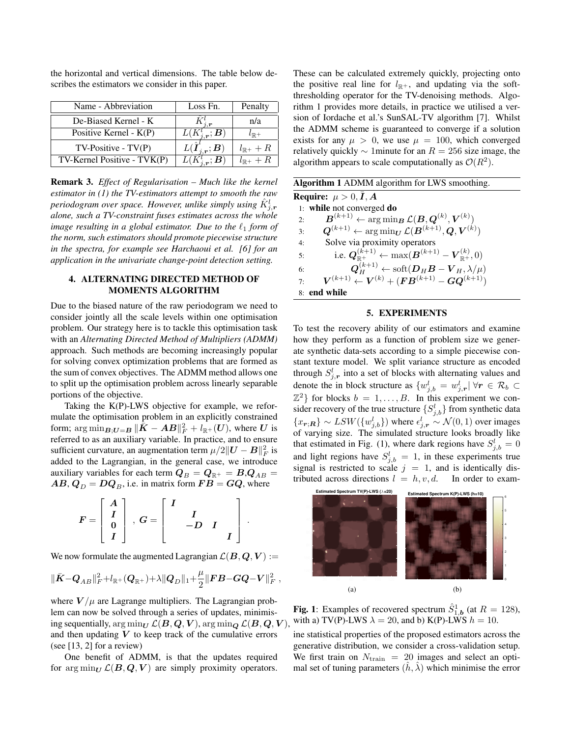the horizontal and vertical dimensions. The table below describes the estimators we consider in this paper.

| Name - Abbreviation | Loss Fn. | Penalty |
|---|---|---|
| De-Biased Kernel - K | $\hat{K}^l_{j,\boldsymbol{r}}$ | n/a |
| Positive Kernel - K(P) | $L(\hat{K}^l_{j,\boldsymbol{r}};\boldsymbol{B})$ | $l_{\mathbb{R}^+}$ |
| TV-Positive - TV(P) | $L(\hat{\boldsymbol{I}}^l_{j,\boldsymbol{r}};\boldsymbol{B})$ | $l_{\mathbb{R}^+}+R$ |
| TV-Kernel Positive - TVK(P) | $L(\hat{K}^l_{j,\boldsymbol{r}};\boldsymbol{B})$ | $l_{\mathbb{R}^+}+R$ |

**Remark 3.** *Effect of Regularisation – Much like the kernel estimator in (1) the TV-estimators attempt to smooth the raw periodogram over space. However, unlike simply using $\hat{K}^l_{j,\boldsymbol{r}}$ alone, such a TV-constraint fuses estimates across the whole image resulting in a global estimator. Due to the $\ell_1$ form of the norm, such estimators should promote piecewise structure in the spectra, for example see Harchaoui et al. [6] for an application in the univariate change-point detection setting.*

## 4. ALTERNATING DIRECTED METHOD OF MOMENTS ALGORITHM

Due to the biased nature of the raw periodogram we need to consider jointly all the scale levels within one optimisation problem. Our strategy here is to tackle this optimisation task with an *Alternating Directed Method of Multipliers (ADMM)* approach. Such methods are becoming increasingly popular for solving convex optimization problems that are formed as the sum of convex objectives. The ADMM method allows one to split up the optimisation problem across linearly separable portions of the objective.

Taking the K(P)-LWS objective for example, we reformulate the optimisation problem in an explicitly constrained form; $\arg\min_{\boldsymbol{B};\boldsymbol{U}=\boldsymbol{B}} \|\bar{\boldsymbol{K}}-\boldsymbol{A}\boldsymbol{B}\|_F^2 + l_{\mathbb{R}^+}(\boldsymbol{U})$, where $\boldsymbol{U}$ is referred to as an auxiliary variable. In practice, and to ensure sufficient curvature, an augmentation term $\mu/2\|\boldsymbol{U}-\boldsymbol{B}\|_F^2$ is added to the Lagrangian, in the general case, we introduce auxiliary variables for each term $\boldsymbol{Q}_B=\boldsymbol{Q}_{\mathbb{R}^+}=\boldsymbol{B}$,$\boldsymbol{Q}_{AB}=\boldsymbol{A}\boldsymbol{B}$, $\boldsymbol{Q}_D=\boldsymbol{D}\boldsymbol{Q}_B$, i.e. in matrix form $\boldsymbol{F}\boldsymbol{B}=\boldsymbol{G}\boldsymbol{Q}$, where

$$\boldsymbol{F}=\begin{bmatrix}\boldsymbol{A}\\ \boldsymbol{I}\\ \boldsymbol{0}\\ \boldsymbol{I}\end{bmatrix},\ \boldsymbol{G}=\begin{bmatrix}\boldsymbol{I} & & & \\ & \boldsymbol{I} & & \\ & -\boldsymbol{D} & \boldsymbol{I} & \\ & & & \boldsymbol{I}\end{bmatrix}.$$

We now formulate the augmented Lagrangian $\mathcal{L}(\boldsymbol{B},\boldsymbol{Q},\boldsymbol{V}) :=$

$$\|\bar{\boldsymbol{K}}-\boldsymbol{Q}_{AB}\|_F^2+l_{\mathbb{R}^+}(\boldsymbol{Q}_{\mathbb{R}^+})+\lambda\|\boldsymbol{Q}_D\|_1+\frac{\mu}{2}\|\boldsymbol{F}\boldsymbol{B}-\boldsymbol{G}\boldsymbol{Q}-\boldsymbol{V}\|_F^2\ ,$$

where $\boldsymbol{V}/\mu$ are Lagrange multipliers. The Lagrangian problem can now be solved through a series of updates, minimising sequentially, $\arg\min_{\boldsymbol{U}}\mathcal{L}(\boldsymbol{B},\boldsymbol{Q},\boldsymbol{V})$, $\arg\min_{\boldsymbol{Q}}\mathcal{L}(\boldsymbol{B},\boldsymbol{Q},\boldsymbol{V})$, and then updating $\boldsymbol{V}$ to keep track of the cumulative errors (see [13, 2] for a review)

One benefit of ADMM, is that the updates required for $\arg\min_{\boldsymbol{U}}\mathcal{L}(\boldsymbol{B},\boldsymbol{Q},\boldsymbol{V})$ are simply proximity operators. These can be calculated extremely quickly, projecting onto the positive real line for $l_{\mathbb{R}^+}$, and updating via the soft-thresholding operator for the TV-denoising methods. Algorithm 1 provides more details, in practice we utilised a version of Iordache et al.'s SunSAL-TV algorithm [7]. Whilst the ADMM scheme is guaranteed to converge if a solution exists for any $\mu>0$, we use $\mu=100$, which converged relatively quickly $\sim$ 1minute for an $R=256$ size image, the algorithm appears to scale computationally as $\mathcal{O}(R^2)$.

**Algorithm 1** ADMM algorithm for LWS smoothing.

**Require:** $\mu>0,\bar{\boldsymbol{I}},\boldsymbol{A}$
1: **while** not converged **do**
2: $\quad\boldsymbol{B}^{(k+1)}\leftarrow\arg\min_{\boldsymbol{B}}\mathcal{L}(\boldsymbol{B},\boldsymbol{Q}^{(k)},\boldsymbol{V}^{(k)})$
3: $\quad\boldsymbol{Q}^{(k+1)}\leftarrow\arg\min_{\boldsymbol{U}}\mathcal{L}(\boldsymbol{B}^{(k+1)},\boldsymbol{Q},\boldsymbol{V}^{(k)})$
4: $\quad$ Solve via proximity operators
5: $\quad\quad$ i.e. $\boldsymbol{Q}_{\mathbb{R}^+}^{(k+1)}\leftarrow\max(\boldsymbol{B}^{(k+1)}-\boldsymbol{V}_{\mathbb{R}^+}^{(k)},0)$
6: $\quad\quad\boldsymbol{Q}_H^{(k+1)}\leftarrow\mathrm{soft}(\boldsymbol{D}_H\boldsymbol{B}-\boldsymbol{V}_H,\lambda/\mu)$
7: $\quad\boldsymbol{V}^{(k+1)}\leftarrow\boldsymbol{V}^{(k)}+(\boldsymbol{F}\boldsymbol{B}^{(k+1)}-\boldsymbol{G}\boldsymbol{Q}^{(k+1)})$
8: **end while**

## 5. EXPERIMENTS

To test the recovery ability of our estimators and examine how they perform as a function of problem size we generate synthetic data-sets according to a simple piecewise constant texture model. We split variance structure as encoded through $S^l_{j,\boldsymbol{r}}$ into a set of blocks with alternating values and denote the in block structure as $\{w^l_{j,b}=w^l_{j,\boldsymbol{r}}|\,\forall\boldsymbol{r}\in\mathcal{R}_b\subset\mathbb{Z}^2\}$ for blocks $b=1,\ldots,B$. In this experiment we consider recovery of the true structure $\{S^l_{j,b}\}$ from synthetic data $\{x_{\boldsymbol{r};\boldsymbol{R}}\}\sim LSW(\{w^l_{j,b}\})$ where $\epsilon^l_{j,\boldsymbol{r}}\sim\mathcal{N}(0,1)$ over images of varying size. The simulated structure looks broadly like that estimated in Fig. (1), where dark regions have $S^l_{j,b}=0$ and light regions have $S^l_{j,b}=1$, in these experiments true signal is restricted to scale $j=1$, and is identically distributed across directions $l=h,v,d$. In order to examine statistical properties of the proposed estimators across the generative distribution, we consider a cross-validation setup. We first train on $N_{\mathrm{train}}=20$ images and select an optimal set of tuning parameters $(\hat{h},\hat{\lambda})$ which minimise the error

Estimated Spectrum TV(P)-LWS (λ=20)

Estimated Spectrum K(P)-LWS (h=10)

6
5
4
3
2
1
0

(a) (b)

**Fig. 1**: Examples of recovered spectrum $\hat{S}^1_{1,\boldsymbol{b}}$ (at $R=128$), with a) TV(P)-LWS $\lambda=20$, and b) K(P)-LWS $h=10$.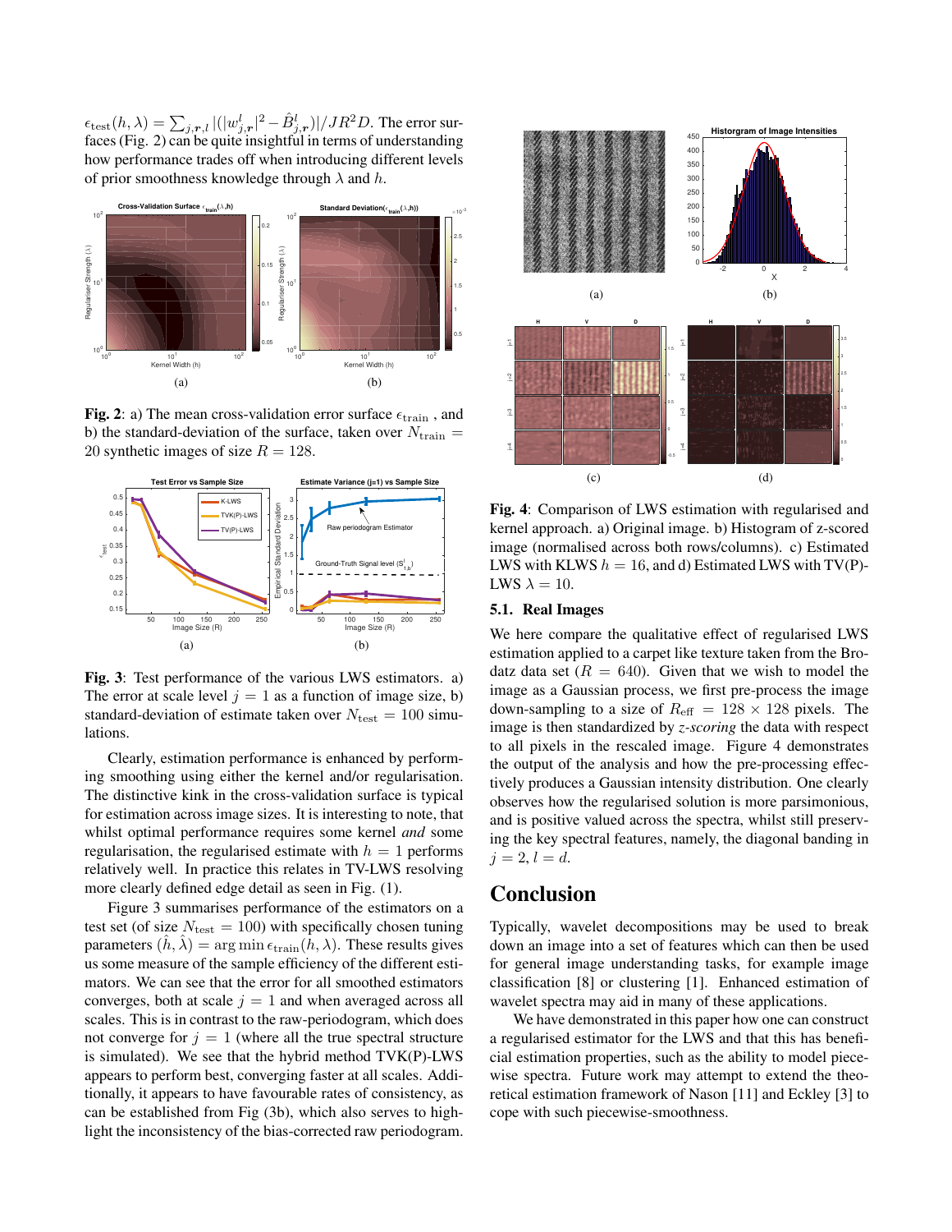$\epsilon_{\text{test}}(h,\lambda) = \sum_{j,\boldsymbol{r},l} |(|w^l_{j,\boldsymbol{r}}|^2 - \hat{B}^l_{j,\boldsymbol{r}})|/JR^2D$. The error surfaces (Fig. 2) can be quite insightful in terms of understanding how performance trades off when introducing different levels of prior smoothness knowledge through $\lambda$ and $h$.

Cross-Validation Surface $\epsilon_{\text{train}}(\lambda,h)$

Standard Deviation($\epsilon_{\text{train}}(\lambda,h)$)

(a) (b)

**Fig. 2**: a) The mean cross-validation error surface $\epsilon_{\text{train}}$ , and b) the standard-deviation of the surface, taken over $N_{\text{train}} = 20$ synthetic images of size $R = 128$.

Test Error vs Sample Size

Estimate Variance (j=1) vs Sample Size

(a) (b)

**Fig. 3**: Test performance of the various LWS estimators. a) The error at scale level $j = 1$ as a function of image size, b) standard-deviation of estimate taken over $N_{\text{test}} = 100$ simulations.

Clearly, estimation performance is enhanced by performing smoothing using either the kernel and/or regularisation. The distinctive kink in the cross-validation surface is typical for estimation across image sizes. It is interesting to note, that whilst optimal performance requires some kernel *and* some regularisation, the regularised estimate with $h = 1$ performs relatively well. In practice this relates in TV-LWS resolving more clearly defined edge detail as seen in Fig. (1).

Figure 3 summarises performance of the estimators on a test set (of size $N_{\text{test}} = 100$) with specifically chosen tuning parameters $(\hat{h}, \hat{\lambda}) = \arg\min \epsilon_{\text{train}}(h, \lambda)$. These results gives us some measure of the sample efficiency of the different estimators. We can see that the error for all smoothed estimators converges, both at scale $j = 1$ and when averaged across all scales. This is in contrast to the raw-periodogram, which does not converge for $j = 1$ (where all the true spectral structure is simulated). We see that the hybrid method TVK(P)-LWS appears to perform best, converging faster at all scales. Additionally, it appears to have favourable rates of consistency, as can be established from Fig (3b), which also serves to highlight the inconsistency of the bias-corrected raw periodogram.

Historgram of Image Intensities

(a) (b)

(c) (d)

**Fig. 4**: Comparison of LWS estimation with regularised and kernel approach. a) Original image. b) Histogram of z-scored image (normalised across both rows/columns). c) Estimated LWS with KLWS $h = 16$, and d) Estimated LWS with TV(P)-LWS $\lambda = 10$.

### 5.1. Real Images

We here compare the qualitative effect of regularised LWS estimation applied to a carpet like texture taken from the Brodatz data set ($R = 640$). Given that we wish to model the image as a Gaussian process, we first pre-process the image down-sampling to a size of $R_{\text{eff}} = 128 \times 128$ pixels. The image is then standardized by *z-scoring* the data with respect to all pixels in the rescaled image. Figure 4 demonstrates the output of the analysis and how the pre-processing effectively produces a Gaussian intensity distribution. One clearly observes how the regularised solution is more parsimonious, and is positive valued across the spectra, whilst still preserving the key spectral features, namely, the diagonal banding in $j = 2, l = d$.

## Conclusion

Typically, wavelet decompositions may be used to break down an image into a set of features which can then be used for general image understanding tasks, for example image classification [8] or clustering [1]. Enhanced estimation of wavelet spectra may aid in many of these applications.

We have demonstrated in this paper how one can construct a regularised estimator for the LWS and that this has beneficial estimation properties, such as the ability to model piecewise spectra. Future work may attempt to extend the theoretical estimation framework of Nason [11] and Eckley [3] to cope with such piecewise-smoothness.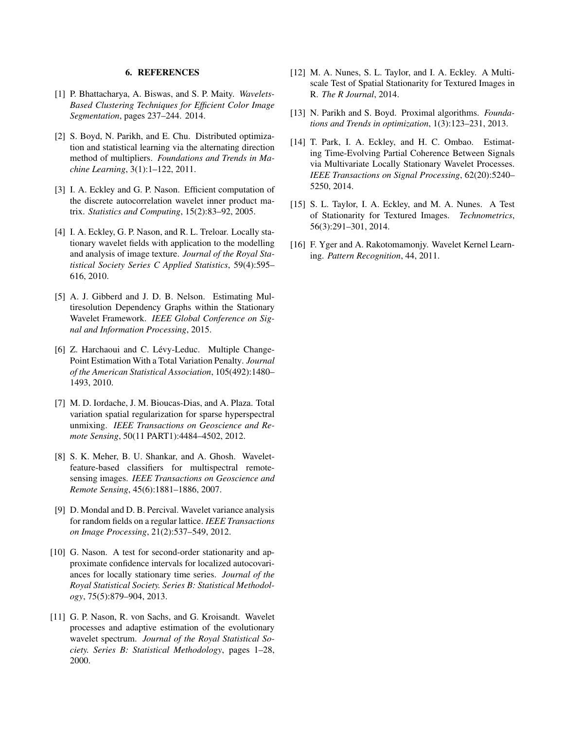## 6. REFERENCES

[1] P. Bhattacharya, A. Biswas, and S. P. Maity. *Wavelets-Based Clustering Techniques for Efficient Color Image Segmentation*, pages 237–244. 2014.

[2] S. Boyd, N. Parikh, and E. Chu. Distributed optimization and statistical learning via the alternating direction method of multipliers. *Foundations and Trends in Machine Learning*, 3(1):1–122, 2011.

[3] I. A. Eckley and G. P. Nason. Efficient computation of the discrete autocorrelation wavelet inner product matrix. *Statistics and Computing*, 15(2):83–92, 2005.

[4] I. A. Eckley, G. P. Nason, and R. L. Treloar. Locally stationary wavelet fields with application to the modelling and analysis of image texture. *Journal of the Royal Statistical Society Series C Applied Statistics*, 59(4):595–616, 2010.

[5] A. J. Gibberd and J. D. B. Nelson. Estimating Multiresolution Dependency Graphs within the Stationary Wavelet Framework. *IEEE Global Conference on Signal and Information Processing*, 2015.

[6] Z. Harchaoui and C. Lévy-Leduc. Multiple Change-Point Estimation With a Total Variation Penalty. *Journal of the American Statistical Association*, 105(492):1480–1493, 2010.

[7] M. D. Iordache, J. M. Bioucas-Dias, and A. Plaza. Total variation spatial regularization for sparse hyperspectral unmixing. *IEEE Transactions on Geoscience and Remote Sensing*, 50(11 PART1):4484–4502, 2012.

[8] S. K. Meher, B. U. Shankar, and A. Ghosh. Wavelet-feature-based classifiers for multispectral remote-sensing images. *IEEE Transactions on Geoscience and Remote Sensing*, 45(6):1881–1886, 2007.

[9] D. Mondal and D. B. Percival. Wavelet variance analysis for random fields on a regular lattice. *IEEE Transactions on Image Processing*, 21(2):537–549, 2012.

[10] G. Nason. A test for second-order stationarity and approximate confidence intervals for localized autocovariances for locally stationary time series. *Journal of the Royal Statistical Society. Series B: Statistical Methodology*, 75(5):879–904, 2013.

[11] G. P. Nason, R. von Sachs, and G. Kroisandt. Wavelet processes and adaptive estimation of the evolutionary wavelet spectrum. *Journal of the Royal Statistical Society. Series B: Statistical Methodology*, pages 1–28, 2000.

[12] M. A. Nunes, S. L. Taylor, and I. A. Eckley. A Multiscale Test of Spatial Stationarity for Textured Images in R. *The R Journal*, 2014.

[13] N. Parikh and S. Boyd. Proximal algorithms. *Foundations and Trends in optimization*, 1(3):123–231, 2013.

[14] T. Park, I. A. Eckley, and H. C. Ombao. Estimating Time-Evolving Partial Coherence Between Signals via Multivariate Locally Stationary Wavelet Processes. *IEEE Transactions on Signal Processing*, 62(20):5240–5250, 2014.

[15] S. L. Taylor, I. A. Eckley, and M. A. Nunes. A Test of Stationarity for Textured Images. *Technometrics*, 56(3):291–301, 2014.

[16] F. Yger and A. Rakotomamonjy. Wavelet Kernel Learning. *Pattern Recognition*, 44, 2011.